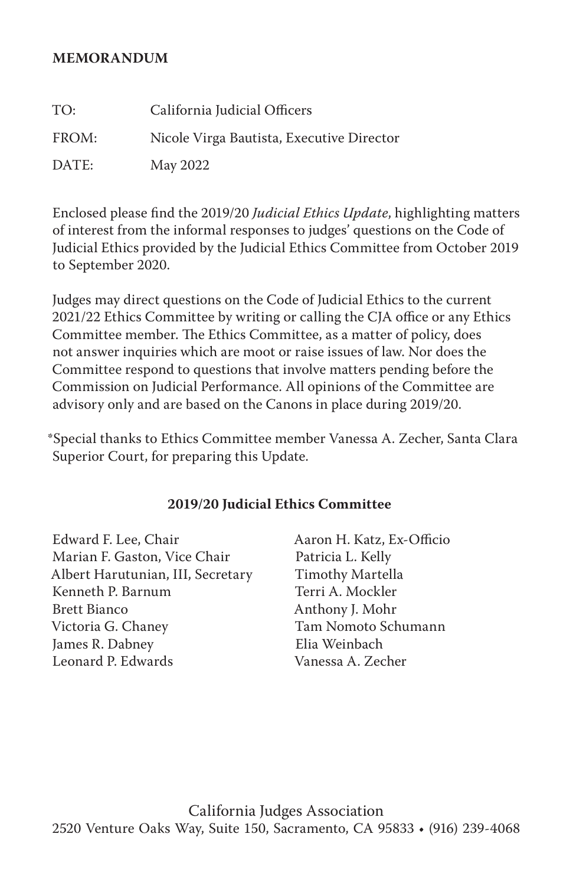**MEMORANDUM**

| | |
|---|---|
| TO: | California Judicial Officers |
| FROM: | Nicole Virga Bautista, Executive Director |
| DATE: | May 2022 |

Enclosed please find the 2019/20 *Judicial Ethics Update*, highlighting matters of interest from the informal responses to judges' questions on the Code of Judicial Ethics provided by the Judicial Ethics Committee from October 2019 to September 2020.

Judges may direct questions on the Code of Judicial Ethics to the current 2021/22 Ethics Committee by writing or calling the CJA office or any Ethics Committee member. The Ethics Committee, as a matter of policy, does not answer inquiries which are moot or raise issues of law. Nor does the Committee respond to questions that involve matters pending before the Commission on Judicial Performance. All opinions of the Committee are advisory only and are based on the Canons in place during 2019/20.

*Special thanks to Ethics Committee member Vanessa A. Zecher, Santa Clara Superior Court, for preparing this Update.

**2019/20 Judicial Ethics Committee**

Edward F. Lee, Chair
Marian F. Gaston, Vice Chair
Albert Harutunian, III, Secretary
Kenneth P. Barnum
Brett Bianco
Victoria G. Chaney
James R. Dabney
Leonard P. Edwards
Aaron H. Katz, Ex-Officio
Patricia L. Kelly
Timothy Martella
Terri A. Mockler
Anthony J. Mohr
Tam Nomoto Schumann
Elia Weinbach
Vanessa A. Zecher

California Judges Association
2520 Venture Oaks Way, Suite 150, Sacramento, CA 95833 • (916) 239-4068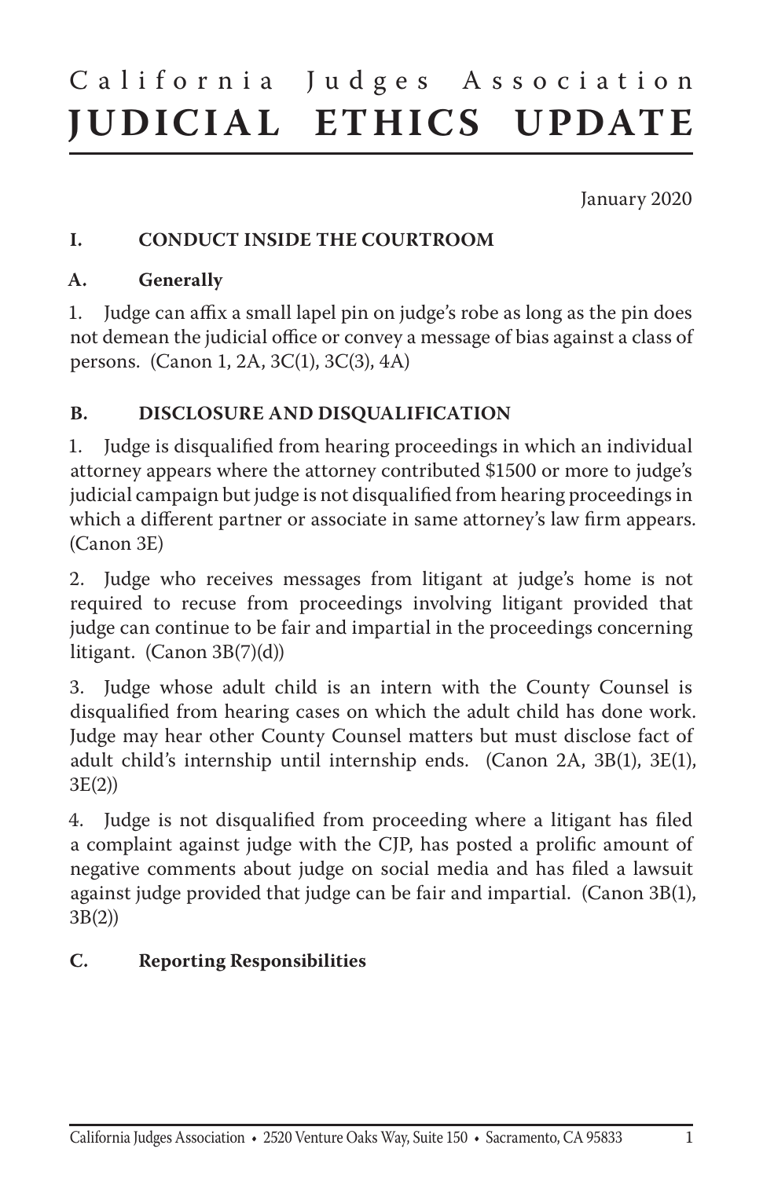# California Judges Association
# JUDICIAL ETHICS UPDATE

January 2020

## I. CONDUCT INSIDE THE COURTROOM

### A. Generally

1. Judge can affix a small lapel pin on judge's robe as long as the pin does not demean the judicial office or convey a message of bias against a class of persons. (Canon 1, 2A, 3C(1), 3C(3), 4A)

### B. DISCLOSURE AND DISQUALIFICATION

1. Judge is disqualified from hearing proceedings in which an individual attorney appears where the attorney contributed $1500 or more to judge's judicial campaign but judge is not disqualified from hearing proceedings in which a different partner or associate in same attorney's law firm appears. (Canon 3E)

2. Judge who receives messages from litigant at judge's home is not required to recuse from proceedings involving litigant provided that judge can continue to be fair and impartial in the proceedings concerning litigant. (Canon 3B(7)(d))

3. Judge whose adult child is an intern with the County Counsel is disqualified from hearing cases on which the adult child has done work. Judge may hear other County Counsel matters but must disclose fact of adult child's internship until internship ends. (Canon 2A, 3B(1), 3E(1), 3E(2))

4. Judge is not disqualified from proceeding where a litigant has filed a complaint against judge with the CJP, has posted a prolific amount of negative comments about judge on social media and has filed a lawsuit against judge provided that judge can be fair and impartial. (Canon 3B(1), 3B(2))

### C. Reporting Responsibilities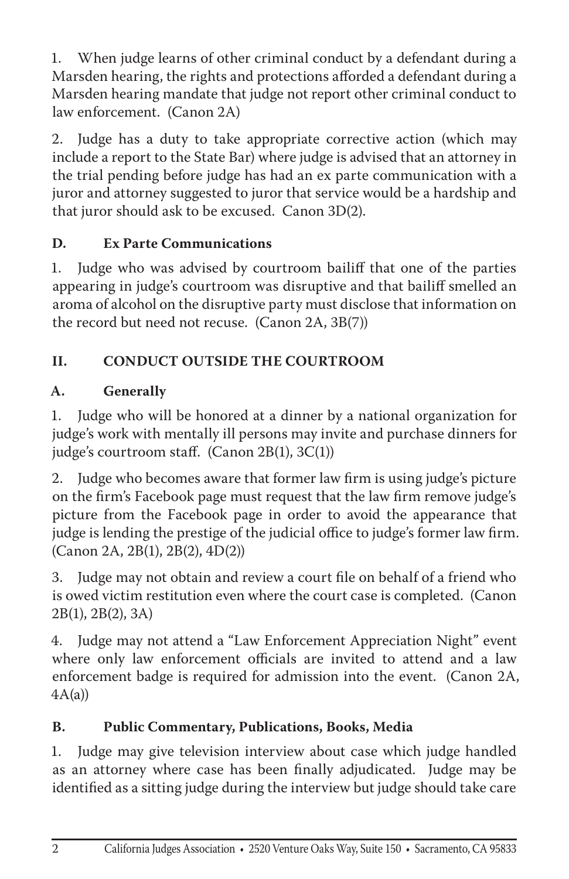1. When judge learns of other criminal conduct by a defendant during a Marsden hearing, the rights and protections afforded a defendant during a Marsden hearing mandate that judge not report other criminal conduct to law enforcement. (Canon 2A)

2. Judge has a duty to take appropriate corrective action (which may include a report to the State Bar) where judge is advised that an attorney in the trial pending before judge has had an ex parte communication with a juror and attorney suggested to juror that service would be a hardship and that juror should ask to be excused. Canon 3D(2).

### D. Ex Parte Communications

1. Judge who was advised by courtroom bailiff that one of the parties appearing in judge's courtroom was disruptive and that bailiff smelled an aroma of alcohol on the disruptive party must disclose that information on the record but need not recuse. (Canon 2A, 3B(7))

## II. CONDUCT OUTSIDE THE COURTROOM

### A. Generally

1. Judge who will be honored at a dinner by a national organization for judge's work with mentally ill persons may invite and purchase dinners for judge's courtroom staff. (Canon 2B(1), 3C(1))

2. Judge who becomes aware that former law firm is using judge's picture on the firm's Facebook page must request that the law firm remove judge's picture from the Facebook page in order to avoid the appearance that judge is lending the prestige of the judicial office to judge's former law firm. (Canon 2A, 2B(1), 2B(2), 4D(2))

3. Judge may not obtain and review a court file on behalf of a friend who is owed victim restitution even where the court case is completed. (Canon 2B(1), 2B(2), 3A)

4. Judge may not attend a "Law Enforcement Appreciation Night" event where only law enforcement officials are invited to attend and a law enforcement badge is required for admission into the event. (Canon 2A, 4A(a))

### B. Public Commentary, Publications, Books, Media

1. Judge may give television interview about case which judge handled as an attorney where case has been finally adjudicated. Judge may be identified as a sitting judge during the interview but judge should take care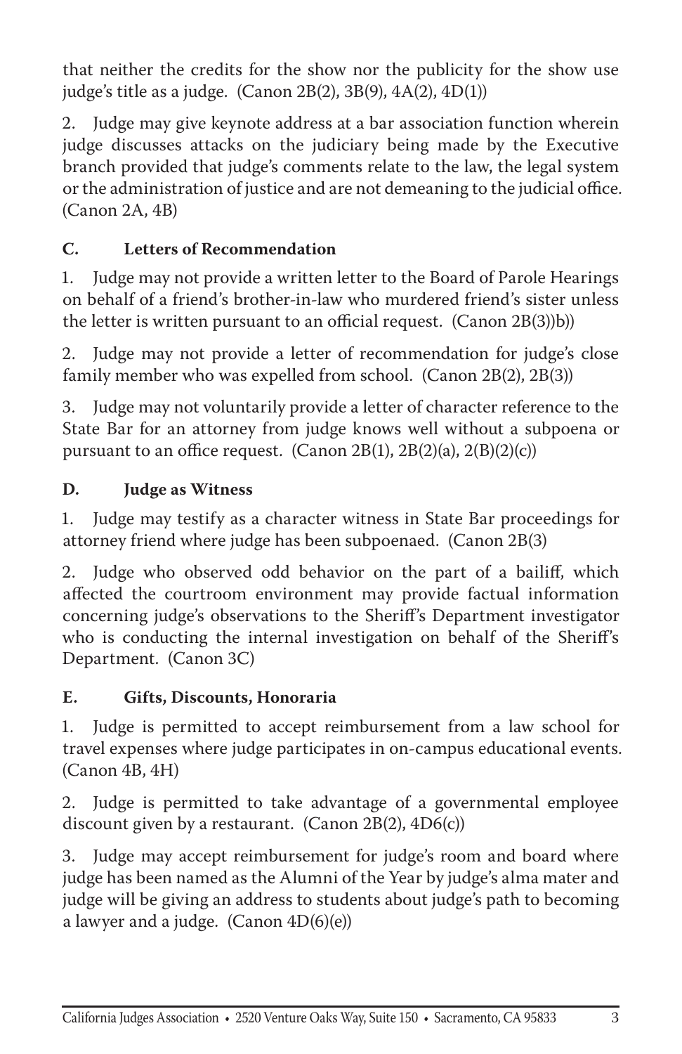that neither the credits for the show nor the publicity for the show use judge's title as a judge. (Canon 2B(2), 3B(9), 4A(2), 4D(1))

2. Judge may give keynote address at a bar association function wherein judge discusses attacks on the judiciary being made by the Executive branch provided that judge's comments relate to the law, the legal system or the administration of justice and are not demeaning to the judicial office. (Canon 2A, 4B)

### C. Letters of Recommendation

1. Judge may not provide a written letter to the Board of Parole Hearings on behalf of a friend's brother-in-law who murdered friend's sister unless the letter is written pursuant to an official request. (Canon 2B(3))b))

2. Judge may not provide a letter of recommendation for judge's close family member who was expelled from school. (Canon 2B(2), 2B(3))

3. Judge may not voluntarily provide a letter of character reference to the State Bar for an attorney from judge knows well without a subpoena or pursuant to an office request. (Canon 2B(1), 2B(2)(a), 2(B)(2)(c))

### D. Judge as Witness

1. Judge may testify as a character witness in State Bar proceedings for attorney friend where judge has been subpoenaed. (Canon 2B(3)

2. Judge who observed odd behavior on the part of a bailiff, which affected the courtroom environment may provide factual information concerning judge's observations to the Sheriff's Department investigator who is conducting the internal investigation on behalf of the Sheriff's Department. (Canon 3C)

### E. Gifts, Discounts, Honoraria

1. Judge is permitted to accept reimbursement from a law school for travel expenses where judge participates in on-campus educational events. (Canon 4B, 4H)

2. Judge is permitted to take advantage of a governmental employee discount given by a restaurant. (Canon 2B(2), 4D6(c))

3. Judge may accept reimbursement for judge's room and board where judge has been named as the Alumni of the Year by judge's alma mater and judge will be giving an address to students about judge's path to becoming a lawyer and a judge. (Canon 4D(6)(e))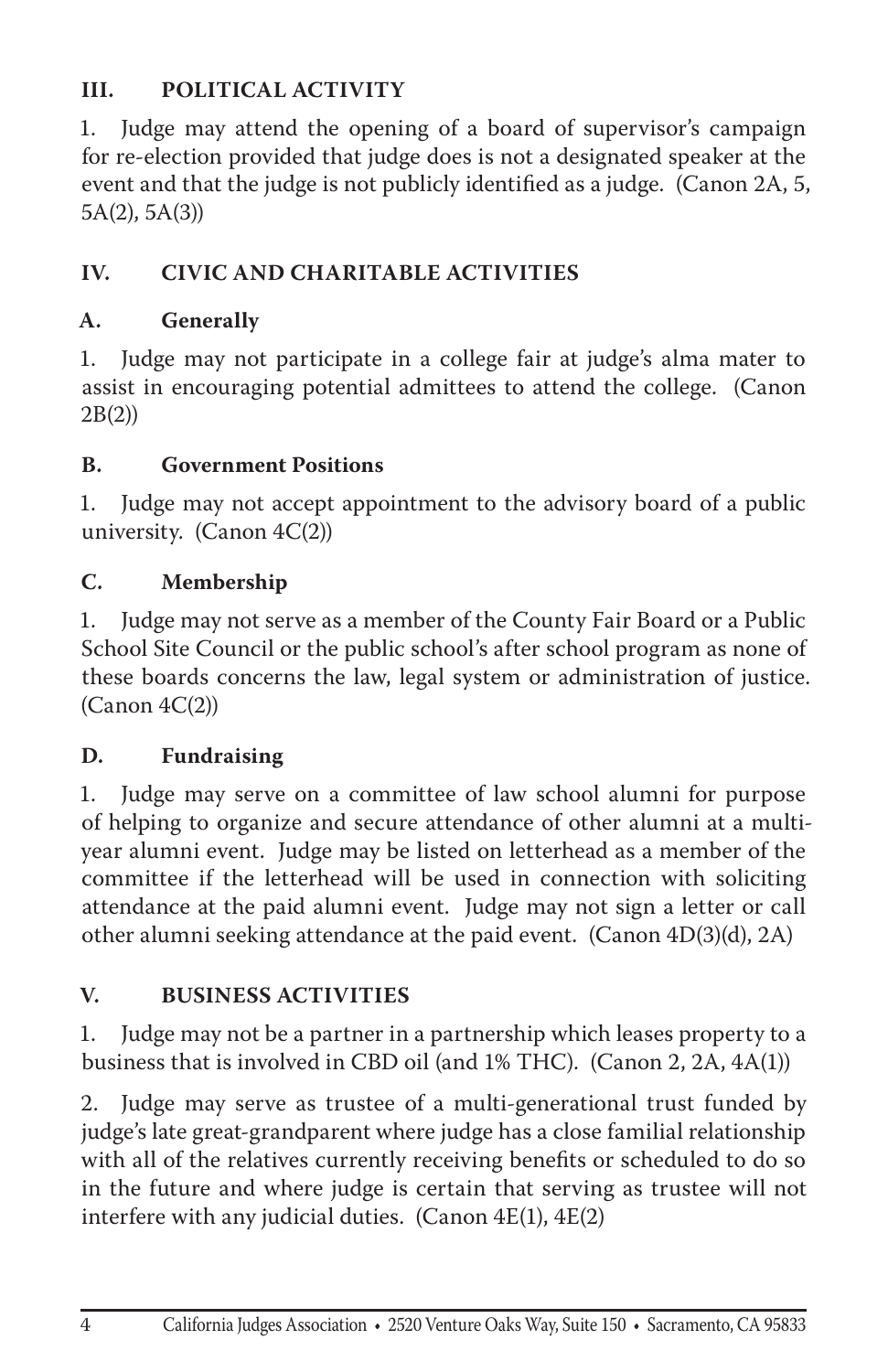## III. POLITICAL ACTIVITY

1. Judge may attend the opening of a board of supervisor's campaign for re-election provided that judge does is not a designated speaker at the event and that the judge is not publicly identified as a judge. (Canon 2A, 5, 5A(2), 5A(3))

## IV. CIVIC AND CHARITABLE ACTIVITIES

### A. Generally

1. Judge may not participate in a college fair at judge's alma mater to assist in encouraging potential admittees to attend the college. (Canon 2B(2))

### B. Government Positions

1. Judge may not accept appointment to the advisory board of a public university. (Canon 4C(2))

### C. Membership

1. Judge may not serve as a member of the County Fair Board or a Public School Site Council or the public school's after school program as none of these boards concerns the law, legal system or administration of justice. (Canon 4C(2))

### D. Fundraising

1. Judge may serve on a committee of law school alumni for purpose of helping to organize and secure attendance of other alumni at a multi-year alumni event. Judge may be listed on letterhead as a member of the committee if the letterhead will be used in connection with soliciting attendance at the paid alumni event. Judge may not sign a letter or call other alumni seeking attendance at the paid event. (Canon 4D(3)(d), 2A)

## V. BUSINESS ACTIVITIES

1. Judge may not be a partner in a partnership which leases property to a business that is involved in CBD oil (and 1% THC). (Canon 2, 2A, 4A(1))

2. Judge may serve as trustee of a multi-generational trust funded by judge's late great-grandparent where judge has a close familial relationship with all of the relatives currently receiving benefits or scheduled to do so in the future and where judge is certain that serving as trustee will not interfere with any judicial duties. (Canon 4E(1), 4E(2)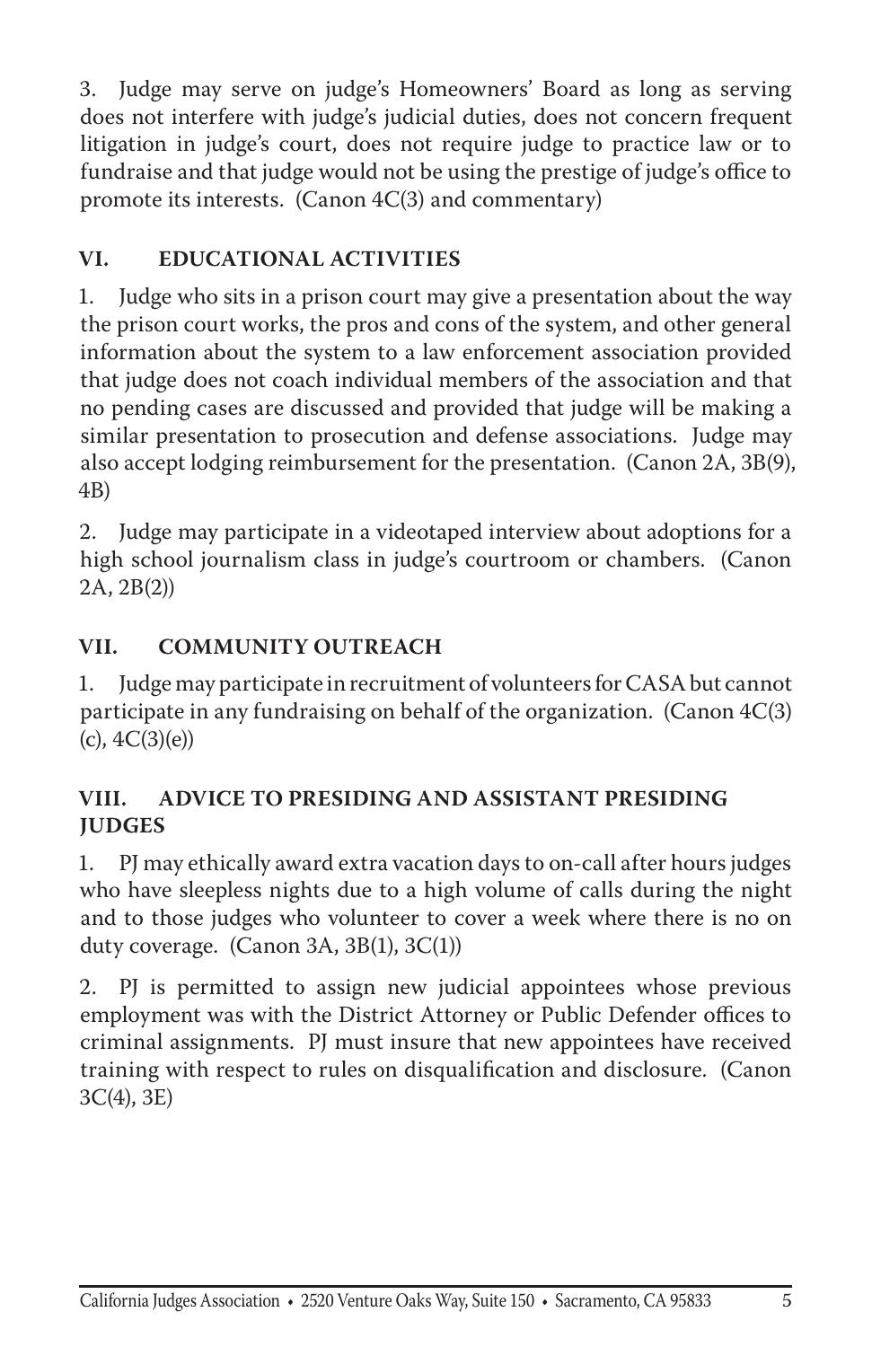3. Judge may serve on judge's Homeowners' Board as long as serving does not interfere with judge's judicial duties, does not concern frequent litigation in judge's court, does not require judge to practice law or to fundraise and that judge would not be using the prestige of judge's office to promote its interests. (Canon 4C(3) and commentary)

## VI. EDUCATIONAL ACTIVITIES

1. Judge who sits in a prison court may give a presentation about the way the prison court works, the pros and cons of the system, and other general information about the system to a law enforcement association provided that judge does not coach individual members of the association and that no pending cases are discussed and provided that judge will be making a similar presentation to prosecution and defense associations. Judge may also accept lodging reimbursement for the presentation. (Canon 2A, 3B(9), 4B)

2. Judge may participate in a videotaped interview about adoptions for a high school journalism class in judge's courtroom or chambers. (Canon 2A, 2B(2))

## VII. COMMUNITY OUTREACH

1. Judge may participate in recruitment of volunteers for CASA but cannot participate in any fundraising on behalf of the organization. (Canon 4C(3)(c), 4C(3)(e))

## VIII. ADVICE TO PRESIDING AND ASSISTANT PRESIDING JUDGES

1. PJ may ethically award extra vacation days to on-call after hours judges who have sleepless nights due to a high volume of calls during the night and to those judges who volunteer to cover a week where there is no on duty coverage. (Canon 3A, 3B(1), 3C(1))

2. PJ is permitted to assign new judicial appointees whose previous employment was with the District Attorney or Public Defender offices to criminal assignments. PJ must insure that new appointees have received training with respect to rules on disqualification and disclosure. (Canon 3C(4), 3E)